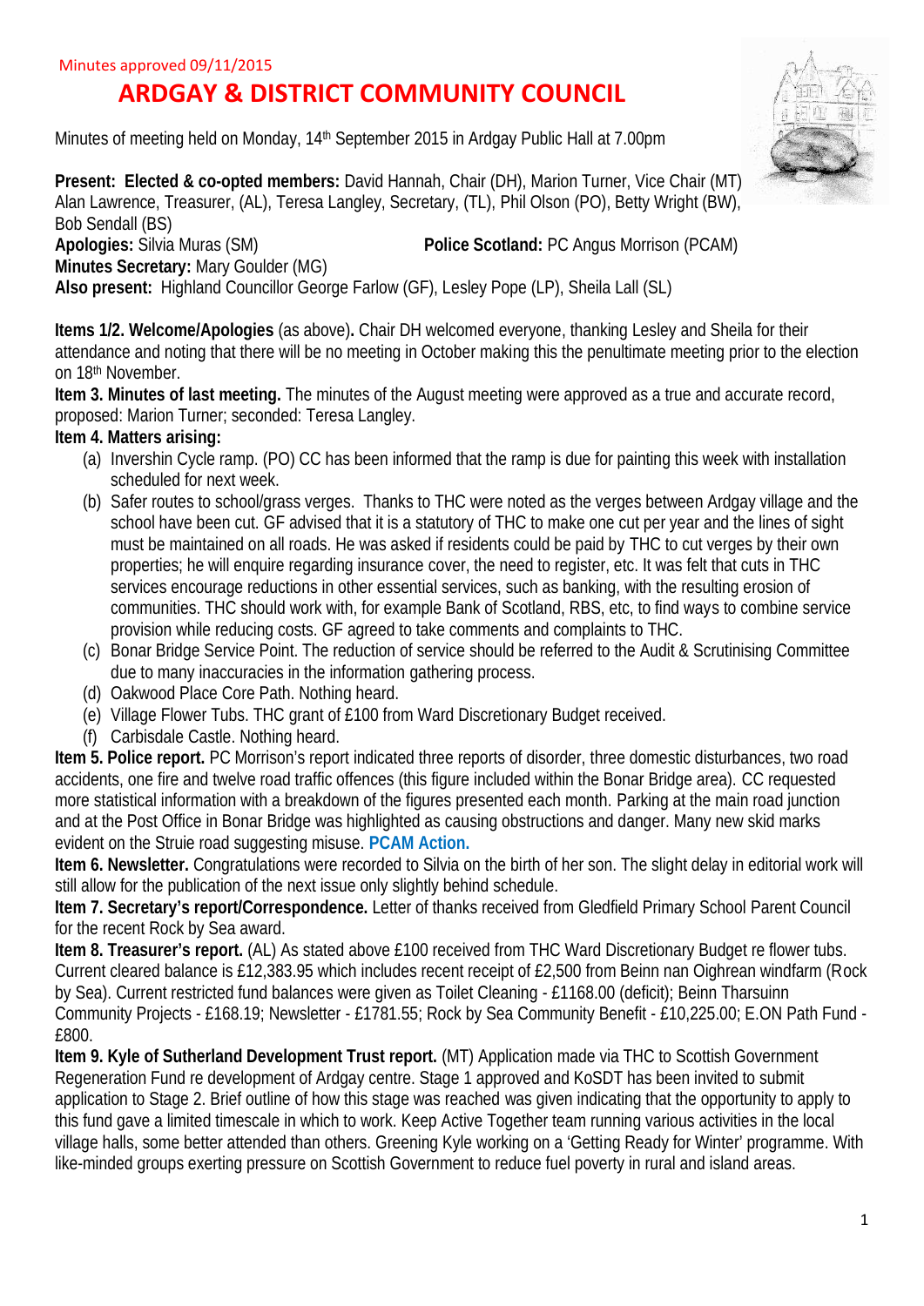Minutes approved 09/11/2015

# ARDGAY & DISTRICT COMMUNITY COUNCIL

Minutes of meeting held on Monday, 14th September 2015 in Ardgay Public Hall at 7.00pm

**Present: Elected & co-opted members:** David Hannah, Chair (DH), Marion Turner, Vice Chair (MT) Alan Lawrence, Treasurer, (AL), Teresa Langley, Secretary, (TL), Phil Olson (PO), Betty Wright (BW), Bob Sendall (BS)
**Apologies:** Silvia Muras (SM) **Police Scotland:** PC Angus Morrison (PCAM)
**Minutes Secretary:** Mary Goulder (MG)
**Also present:** Highland Councillor George Farlow (GF), Lesley Pope (LP), Sheila Lall (SL)

**Items 1/2. Welcome/Apologies** (as above)**.** Chair DH welcomed everyone, thanking Lesley and Sheila for their attendance and noting that there will be no meeting in October making this the penultimate meeting prior to the election on 18th November.

**Item 3. Minutes of last meeting.** The minutes of the August meeting were approved as a true and accurate record, proposed: Marion Turner; seconded: Teresa Langley.

**Item 4. Matters arising:**

(a) Invershin Cycle ramp. (PO) CC has been informed that the ramp is due for painting this week with installation scheduled for next week.
(b) Safer routes to school/grass verges. Thanks to THC were noted as the verges between Ardgay village and the school have been cut. GF advised that it is a statutory of THC to make one cut per year and the lines of sight must be maintained on all roads. He was asked if residents could be paid by THC to cut verges by their own properties; he will enquire regarding insurance cover, the need to register, etc. It was felt that cuts in THC services encourage reductions in other essential services, such as banking, with the resulting erosion of communities. THC should work with, for example Bank of Scotland, RBS, etc, to find ways to combine service provision while reducing costs. GF agreed to take comments and complaints to THC.
(c) Bonar Bridge Service Point. The reduction of service should be referred to the Audit & Scrutinising Committee due to many inaccuracies in the information gathering process.
(d) Oakwood Place Core Path. Nothing heard.
(e) Village Flower Tubs. THC grant of £100 from Ward Discretionary Budget received.
(f) Carbisdale Castle. Nothing heard.

**Item 5. Police report.** PC Morrison's report indicated three reports of disorder, three domestic disturbances, two road accidents, one fire and twelve road traffic offences (this figure included within the Bonar Bridge area). CC requested more statistical information with a breakdown of the figures presented each month. Parking at the main road junction and at the Post Office in Bonar Bridge was highlighted as causing obstructions and danger. Many new skid marks evident on the Struie road suggesting misuse. **PCAM Action.**

**Item 6. Newsletter.** Congratulations were recorded to Silvia on the birth of her son. The slight delay in editorial work will still allow for the publication of the next issue only slightly behind schedule.

**Item 7. Secretary's report/Correspondence.** Letter of thanks received from Gledfield Primary School Parent Council for the recent Rock by Sea award.

**Item 8. Treasurer's report.** (AL) As stated above £100 received from THC Ward Discretionary Budget re flower tubs. Current cleared balance is £12,383.95 which includes recent receipt of £2,500 from Beinn nan Oighrean windfarm (Rock by Sea). Current restricted fund balances were given as Toilet Cleaning - £1168.00 (deficit); Beinn Tharsuinn Community Projects - £168.19; Newsletter - £1781.55; Rock by Sea Community Benefit - £10,225.00; E.ON Path Fund - £800.

**Item 9. Kyle of Sutherland Development Trust report.** (MT) Application made via THC to Scottish Government Regeneration Fund re development of Ardgay centre. Stage 1 approved and KoSDT has been invited to submit application to Stage 2. Brief outline of how this stage was reached was given indicating that the opportunity to apply to this fund gave a limited timescale in which to work. Keep Active Together team running various activities in the local village halls, some better attended than others. Greening Kyle working on a 'Getting Ready for Winter' programme. With like-minded groups exerting pressure on Scottish Government to reduce fuel poverty in rural and island areas.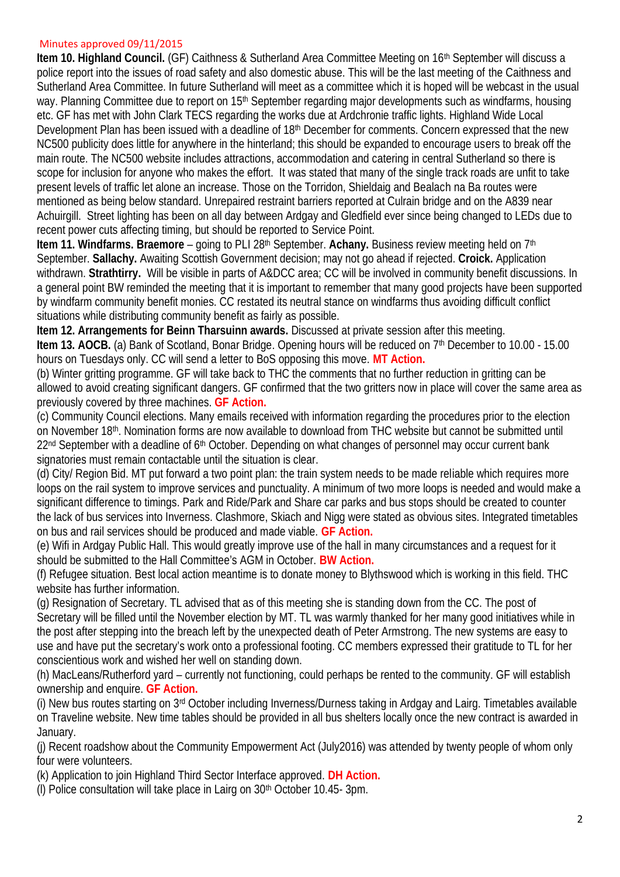Minutes approved 09/11/2015

**Item 10. Highland Council.** (GF) Caithness & Sutherland Area Committee Meeting on 16th September will discuss a police report into the issues of road safety and also domestic abuse. This will be the last meeting of the Caithness and Sutherland Area Committee. In future Sutherland will meet as a committee which it is hoped will be webcast in the usual way. Planning Committee due to report on 15th September regarding major developments such as windfarms, housing etc. GF has met with John Clark TECS regarding the works due at Ardchronie traffic lights. Highland Wide Local Development Plan has been issued with a deadline of 18th December for comments. Concern expressed that the new NC500 publicity does little for anywhere in the hinterland; this should be expanded to encourage users to break off the main route. The NC500 website includes attractions, accommodation and catering in central Sutherland so there is scope for inclusion for anyone who makes the effort. It was stated that many of the single track roads are unfit to take present levels of traffic let alone an increase. Those on the Torridon, Shieldaig and Bealach na Ba routes were mentioned as being below standard. Unrepaired restraint barriers reported at Culrain bridge and on the A839 near Achuirgill. Street lighting has been on all day between Ardgay and Gledfield ever since being changed to LEDs due to recent power cuts affecting timing, but should be reported to Service Point.

**Item 11. Windfarms. Braemore** – going to PLI 28th September. **Achany.** Business review meeting held on 7th September. **Sallachy.** Awaiting Scottish Government decision; may not go ahead if rejected. **Croick.** Application withdrawn. **Strathtirry.** Will be visible in parts of A&DCC area; CC will be involved in community benefit discussions. In a general point BW reminded the meeting that it is important to remember that many good projects have been supported by windfarm community benefit monies. CC restated its neutral stance on windfarms thus avoiding difficult conflict situations while distributing community benefit as fairly as possible.

**Item 12. Arrangements for Beinn Tharsuinn awards.** Discussed at private session after this meeting.

**Item 13. AOCB.** (a) Bank of Scotland, Bonar Bridge. Opening hours will be reduced on 7th December to 10.00 - 15.00 hours on Tuesdays only. CC will send a letter to BoS opposing this move. **MT Action.**

(b) Winter gritting programme. GF will take back to THC the comments that no further reduction in gritting can be allowed to avoid creating significant dangers. GF confirmed that the two gritters now in place will cover the same area as previously covered by three machines. **GF Action.**

(c) Community Council elections. Many emails received with information regarding the procedures prior to the election on November 18th. Nomination forms are now available to download from THC website but cannot be submitted until 22nd September with a deadline of 6th October. Depending on what changes of personnel may occur current bank signatories must remain contactable until the situation is clear.

(d) City/ Region Bid. MT put forward a two point plan: the train system needs to be made reliable which requires more loops on the rail system to improve services and punctuality. A minimum of two more loops is needed and would make a significant difference to timings. Park and Ride/Park and Share car parks and bus stops should be created to counter the lack of bus services into Inverness. Clashmore, Skiach and Nigg were stated as obvious sites. Integrated timetables on bus and rail services should be produced and made viable. **GF Action.**

(e) Wifi in Ardgay Public Hall. This would greatly improve use of the hall in many circumstances and a request for it should be submitted to the Hall Committee's AGM in October. **BW Action.**

(f) Refugee situation. Best local action meantime is to donate money to Blythswood which is working in this field. THC website has further information.

(g) Resignation of Secretary. TL advised that as of this meeting she is standing down from the CC. The post of Secretary will be filled until the November election by MT. TL was warmly thanked for her many good initiatives while in the post after stepping into the breach left by the unexpected death of Peter Armstrong. The new systems are easy to use and have put the secretary's work onto a professional footing. CC members expressed their gratitude to TL for her conscientious work and wished her well on standing down.

(h) MacLeans/Rutherford yard – currently not functioning, could perhaps be rented to the community. GF will establish ownership and enquire. **GF Action.**

(i) New bus routes starting on 3rd October including Inverness/Durness taking in Ardgay and Lairg. Timetables available on Traveline website. New time tables should be provided in all bus shelters locally once the new contract is awarded in January.

(j) Recent roadshow about the Community Empowerment Act (July2016) was attended by twenty people of whom only four were volunteers.

(k) Application to join Highland Third Sector Interface approved. **DH Action.**

(l) Police consultation will take place in Lairg on 30th October 10.45- 3pm.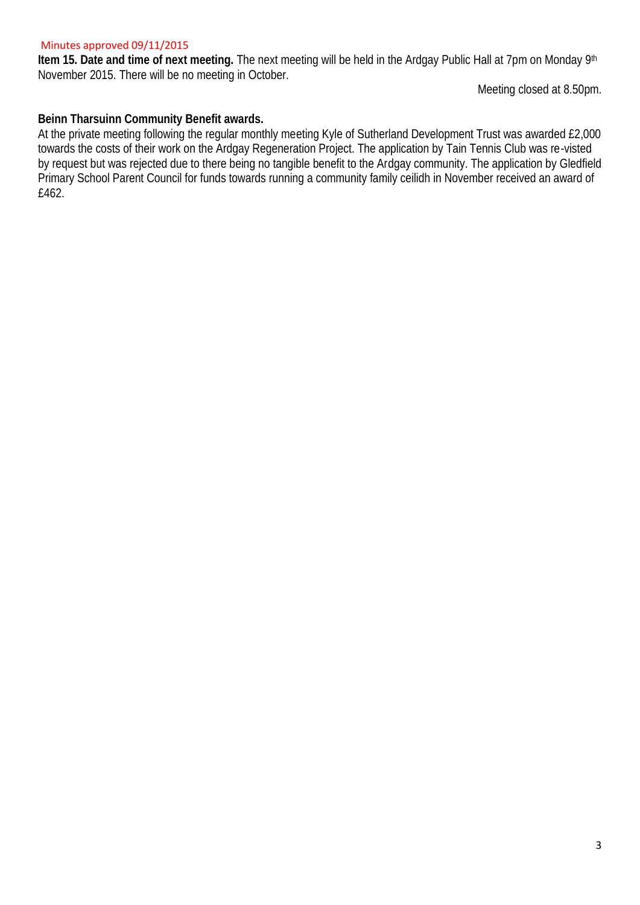Minutes approved 09/11/2015

**Item 15. Date and time of next meeting.** The next meeting will be held in the Ardgay Public Hall at 7pm on Monday 9th November 2015. There will be no meeting in October.

Meeting closed at 8.50pm.

**Beinn Tharsuinn Community Benefit awards.**

At the private meeting following the regular monthly meeting Kyle of Sutherland Development Trust was awarded £2,000 towards the costs of their work on the Ardgay Regeneration Project. The application by Tain Tennis Club was re-visted by request but was rejected due to there being no tangible benefit to the Ardgay community. The application by Gledfield Primary School Parent Council for funds towards running a community family ceilidh in November received an award of £462.